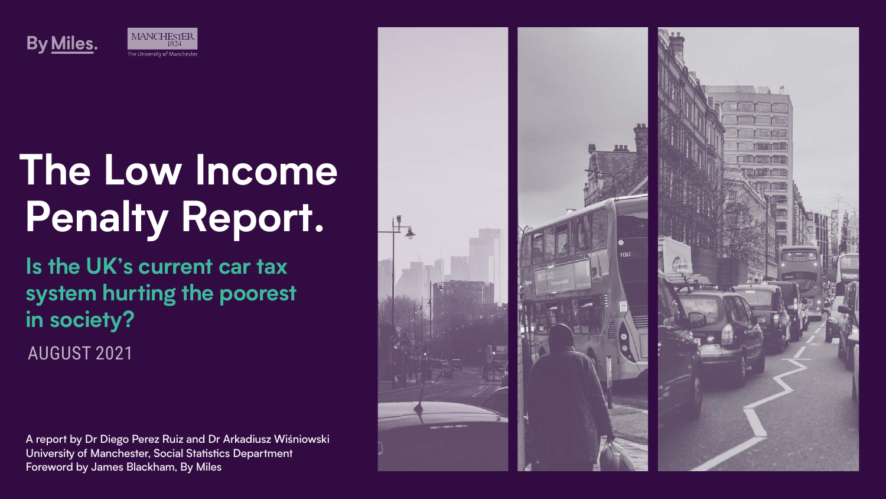By Miles.

MANCHESTER 1824 The University of Manchester

# The Low Income Penalty Report.

## Is the UK's current car tax system hurting the poorest in society?

AUGUST 2021

A report by Dr Diego Perez Ruiz and Dr Arkadiusz Wiśniowski
University of Manchester, Social Statistics Department
Foreword by James Blackham, By Miles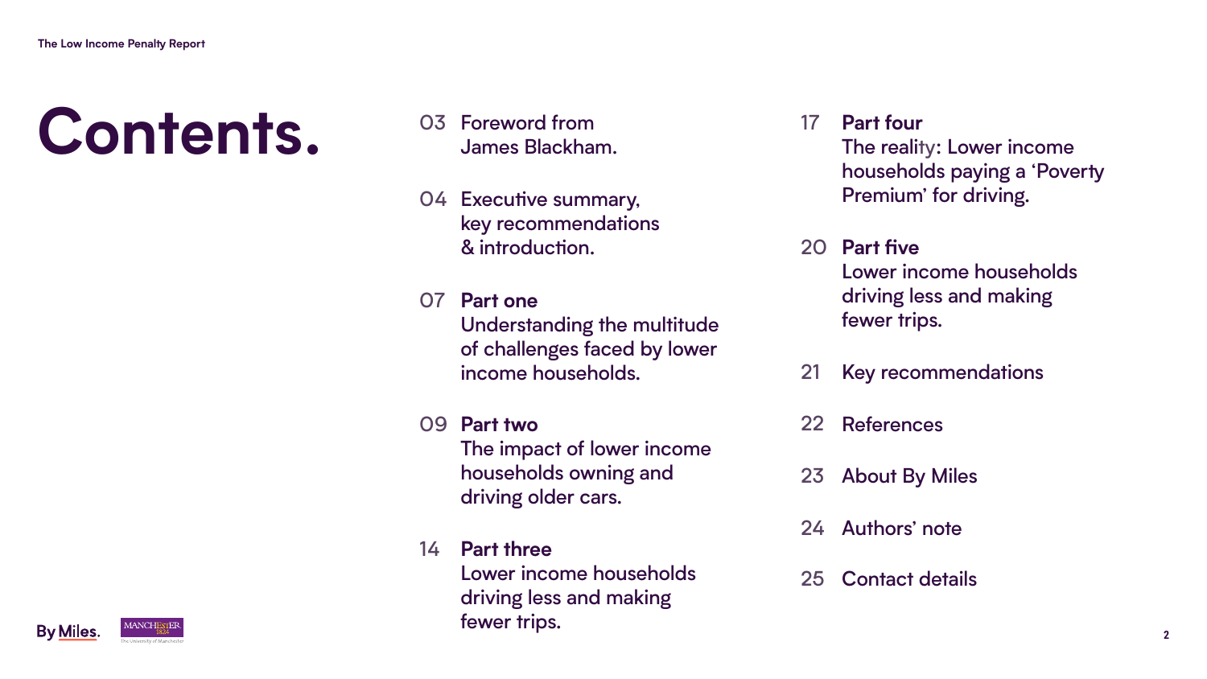# Contents.

03 Foreword from James Blackham.

04 Executive summary, key recommendations & introduction.

07 **Part one**
Understanding the multitude of challenges faced by lower income households.

09 **Part two**
The impact of lower income households owning and driving older cars.

14 **Part three**
Lower income households driving less and making fewer trips.

17 **Part four**
The reality: Lower income households paying a 'Poverty Premium' for driving.

20 **Part five**
Lower income households driving less and making fewer trips.

21 Key recommendations

22 References

23 About By Miles

24 Authors' note

25 Contact details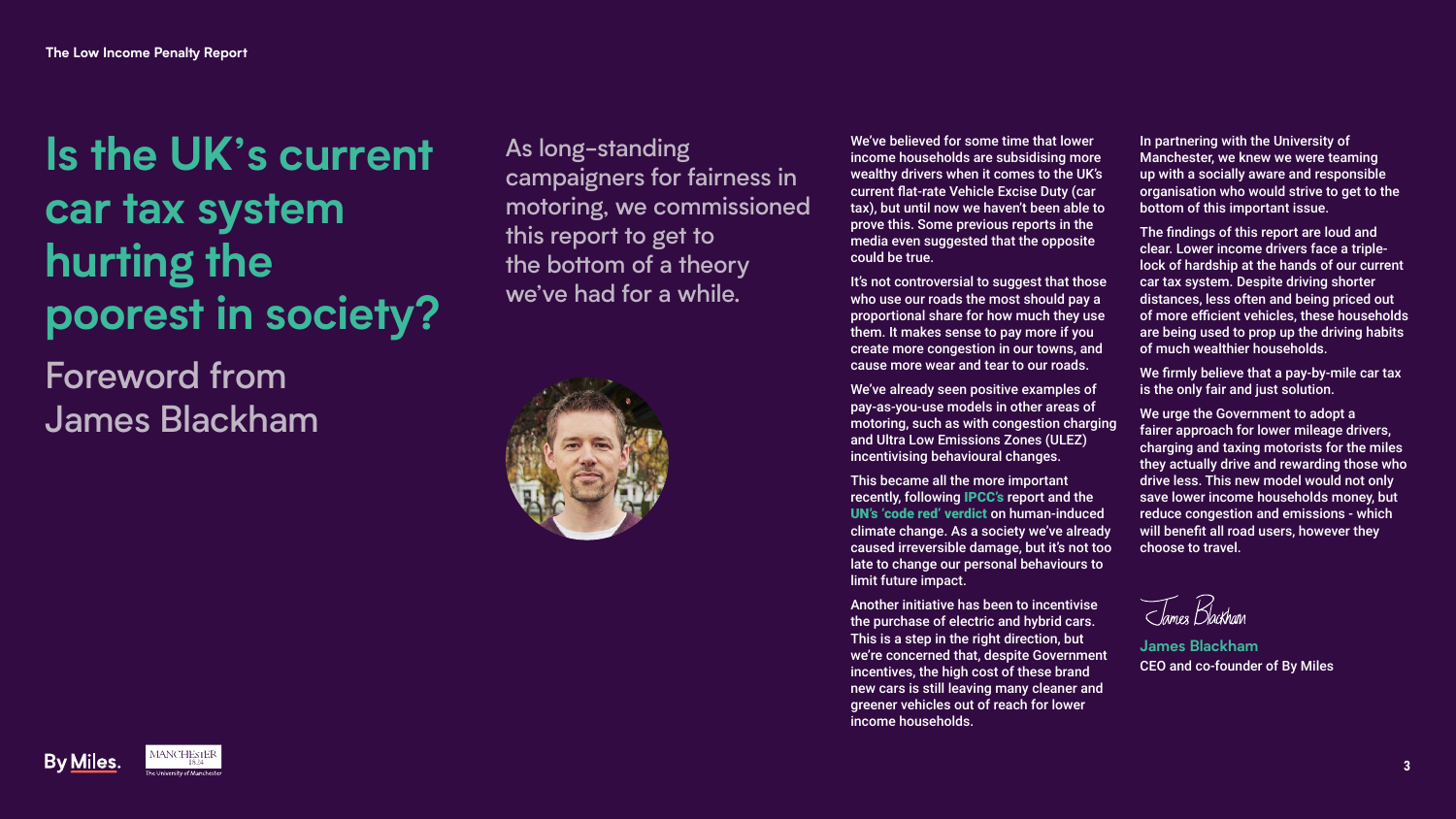# Is the UK's current car tax system hurting the poorest in society?

## Foreword from James Blackham

As long-standing campaigners for fairness in motoring, we commissioned this report to get to the bottom of a theory we've had for a while.

We've believed for some time that lower income households are subsidising more wealthy drivers when it comes to the UK's current flat-rate Vehicle Excise Duty (car tax), but until now we haven't been able to prove this. Some previous reports in the media even suggested that the opposite could be true.

It's not controversial to suggest that those who use our roads the most should pay a proportional share for how much they use them. It makes sense to pay more if you create more congestion in our towns, and cause more wear and tear to our roads.

We've already seen positive examples of pay-as-you-use models in other areas of motoring, such as with congestion charging and Ultra Low Emissions Zones (ULEZ) incentivising behavioural changes.

This became all the more important recently, following **IPCC's** report and the **UN's 'code red' verdict** on human-induced climate change. As a society we've already caused irreversible damage, but it's not too late to change our personal behaviours to limit future impact.

Another initiative has been to incentivise the purchase of electric and hybrid cars. This is a step in the right direction, but we're concerned that, despite Government incentives, the high cost of these brand new cars is still leaving many cleaner and greener vehicles out of reach for lower income households.

In partnering with the University of Manchester, we knew we were teaming up with a socially aware and responsible organisation who would strive to get to the bottom of this important issue.

The findings of this report are loud and clear. Lower income drivers face a triple-lock of hardship at the hands of our current car tax system. Despite driving shorter distances, less often and being priced out of more efficient vehicles, these households are being used to prop up the driving habits of much wealthier households.

We firmly believe that a pay-by-mile car tax is the only fair and just solution.

We urge the Government to adopt a fairer approach for lower mileage drivers, charging and taxing motorists for the miles they actually drive and rewarding those who drive less. This new model would not only save lower income households money, but reduce congestion and emissions - which will benefit all road users, however they choose to travel.

James Blackham

**James Blackham**
CEO and co-founder of By Miles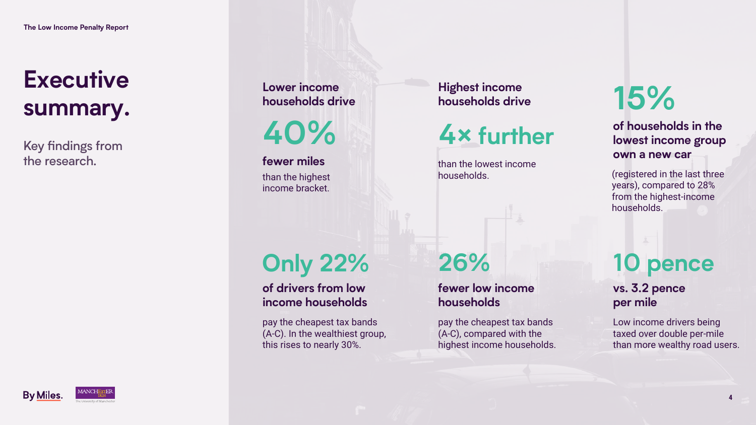# Executive summary.

Key findings from the research.

**Lower income households drive**

**40%**

**fewer miles**

than the highest income bracket.

**Highest income households drive**

**4× further**

than the lowest income households.

**15%**

**of households in the lowest income group own a new car**

(registered in the last three years), compared to 28% from the highest-income households.

**Only 22%**

**of drivers from low income households**

pay the cheapest tax bands (A-C). In the wealthiest group, this rises to nearly 30%.

**26%**

**fewer low income households**

pay the cheapest tax bands (A-C), compared with the highest income households.

**10 pence**

**vs. 3.2 pence per mile**

Low income drivers being taxed over double per-mile than more wealthy road users.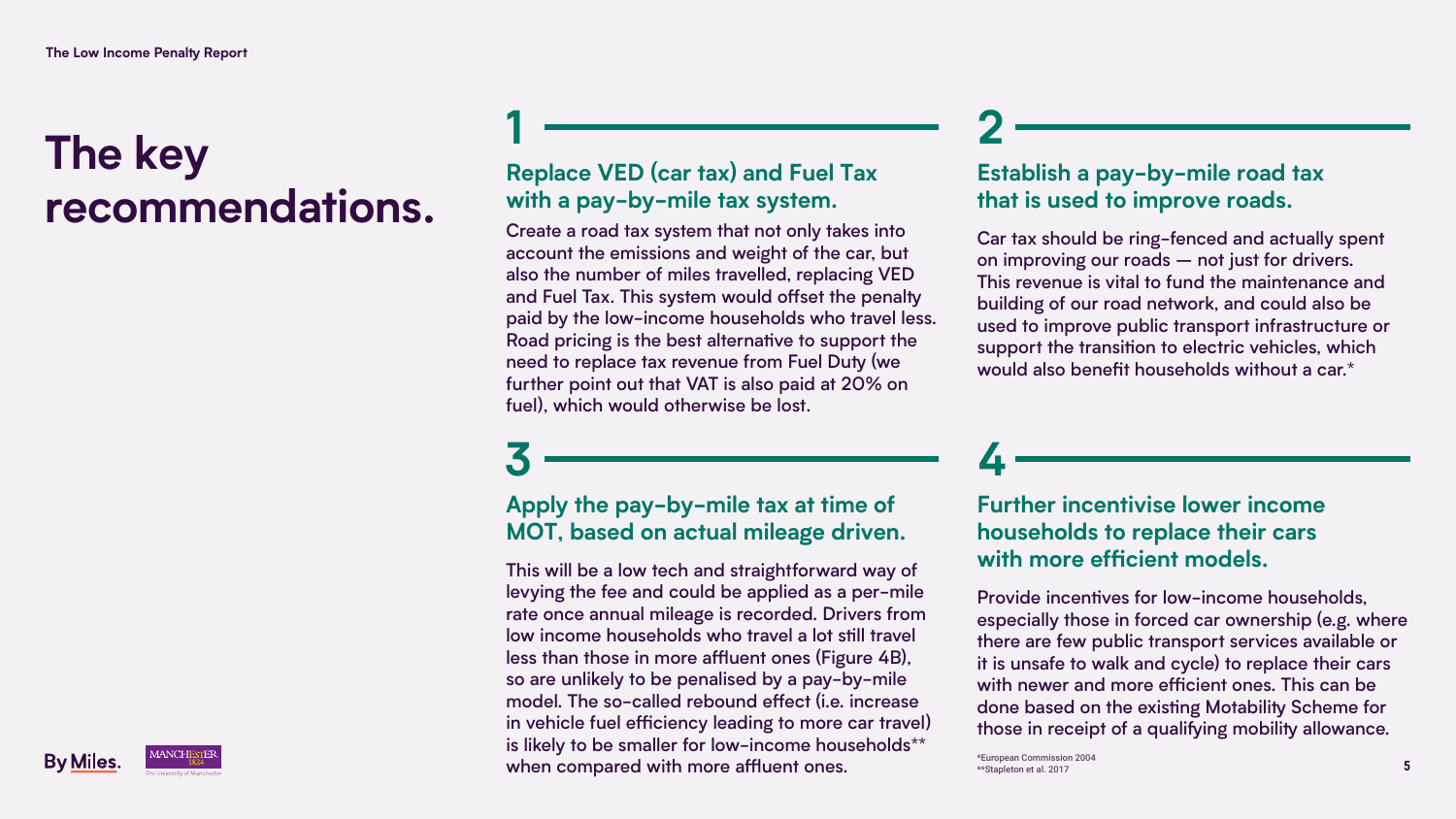# The key recommendations.

## 1

### Replace VED (car tax) and Fuel Tax with a pay-by-mile tax system.

Create a road tax system that not only takes into account the emissions and weight of the car, but also the number of miles travelled, replacing VED and Fuel Tax. This system would offset the penalty paid by the low-income households who travel less. Road pricing is the best alternative to support the need to replace tax revenue from Fuel Duty (we further point out that VAT is also paid at 20% on fuel), which would otherwise be lost.

## 2

### Establish a pay-by-mile road tax that is used to improve roads.

Car tax should be ring-fenced and actually spent on improving our roads — not just for drivers. This revenue is vital to fund the maintenance and building of our road network, and could also be used to improve public transport infrastructure or support the transition to electric vehicles, which would also benefit households without a car.*

## 3

### Apply the pay-by-mile tax at time of MOT, based on actual mileage driven.

This will be a low tech and straightforward way of levying the fee and could be applied as a per-mile rate once annual mileage is recorded. Drivers from low income households who travel a lot still travel less than those in more affluent ones (Figure 4B), so are unlikely to be penalised by a pay-by-mile model. The so-called rebound effect (i.e. increase in vehicle fuel efficiency leading to more car travel) is likely to be smaller for low-income households** when compared with more affluent ones.

## 4

### Further incentivise lower income households to replace their cars with more efficient models.

Provide incentives for low-income households, especially those in forced car ownership (e.g. where there are few public transport services available or it is unsafe to walk and cycle) to replace their cars with newer and more efficient ones. This can be done based on the existing Motability Scheme for those in receipt of a qualifying mobility allowance.

*European Commission 2004
**Stapleton et al. 2017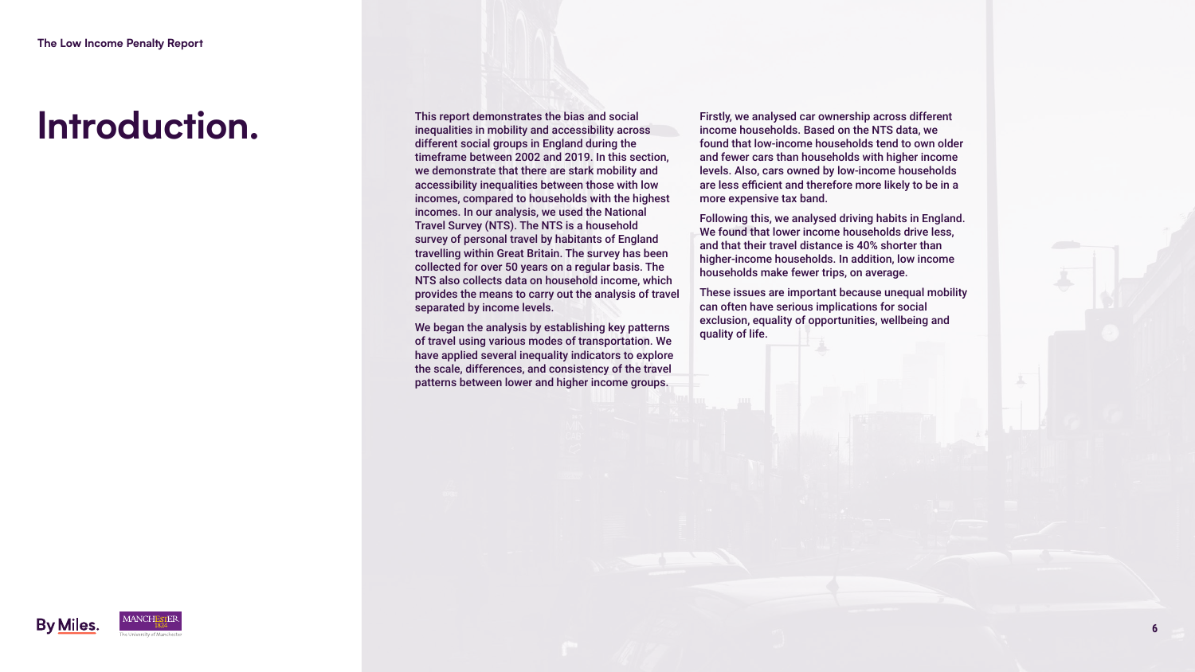# Introduction.

This report demonstrates the bias and social inequalities in mobility and accessibility across different social groups in England during the timeframe between 2002 and 2019. In this section, we demonstrate that there are stark mobility and accessibility inequalities between those with low incomes, compared to households with the highest incomes. In our analysis, we used the National Travel Survey (NTS). The NTS is a household survey of personal travel by habitants of England travelling within Great Britain. The survey has been collected for over 50 years on a regular basis. The NTS also collects data on household income, which provides the means to carry out the analysis of travel separated by income levels.

We began the analysis by establishing key patterns of travel using various modes of transportation. We have applied several inequality indicators to explore the scale, differences, and consistency of the travel patterns between lower and higher income groups.

Firstly, we analysed car ownership across different income households. Based on the NTS data, we found that low-income households tend to own older and fewer cars than households with higher income levels. Also, cars owned by low-income households are less efficient and therefore more likely to be in a more expensive tax band.

Following this, we analysed driving habits in England. We found that lower income households drive less, and that their travel distance is 40% shorter than higher-income households. In addition, low income households make fewer trips, on average.

These issues are important because unequal mobility can often have serious implications for social exclusion, equality of opportunities, wellbeing and quality of life.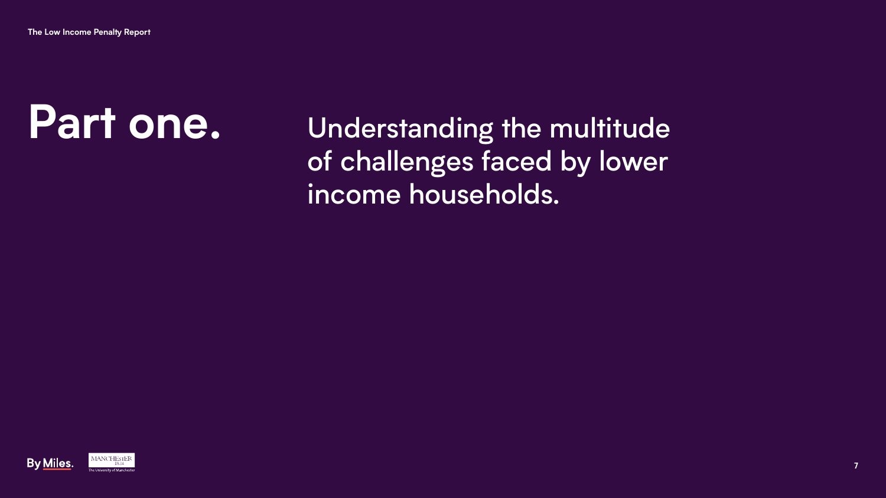# Part one.

## Understanding the multitude of challenges faced by lower income households.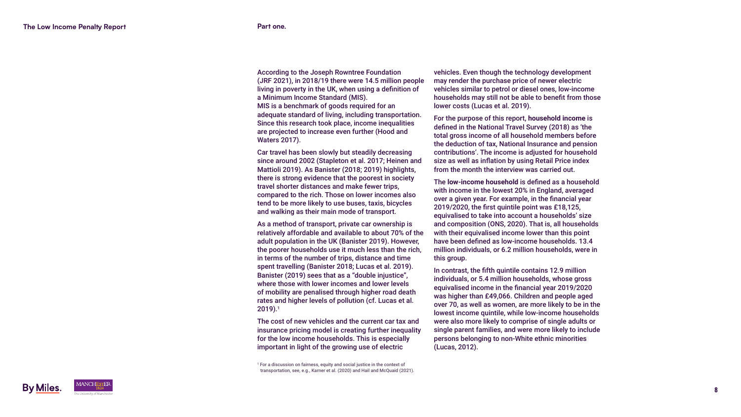According to the Joseph Rowntree Foundation (JRF 2021), in 2018/19 there were 14.5 million people living in poverty in the UK, when using a definition of a Minimum Income Standard (MIS). MIS is a benchmark of goods required for an adequate standard of living, including transportation. Since this research took place, income inequalities are projected to increase even further (Hood and Waters 2017).

Car travel has been slowly but steadily decreasing since around 2002 (Stapleton et al. 2017; Heinen and Mattioli 2019). As Banister (2018; 2019) highlights, there is strong evidence that the poorest in society travel shorter distances and make fewer trips, compared to the rich. Those on lower incomes also tend to be more likely to use buses, taxis, bicycles and walking as their main mode of transport.

As a method of transport, private car ownership is relatively affordable and available to about 70% of the adult population in the UK (Banister 2019). However, the poorer households use it much less than the rich, in terms of the number of trips, distance and time spent travelling (Banister 2018; Lucas et al. 2019). Banister (2019) sees that as a "double injustice", where those with lower incomes and lower levels of mobility are penalised through higher road death rates and higher levels of pollution (cf. Lucas et al. 2019).[1]

The cost of new vehicles and the current car tax and insurance pricing model is creating further inequality for the low income households. This is especially important in light of the growing use of electric vehicles. Even though the technology development may render the purchase price of newer electric vehicles similar to petrol or diesel ones, low-income households may still not be able to benefit from those lower costs (Lucas et al. 2019).

For the purpose of this report, **household income** is defined in the National Travel Survey (2018) as 'the total gross income of all household members before the deduction of tax, National Insurance and pension contributions'. The income is adjusted for household size as well as inflation by using Retail Price index from the month the interview was carried out.

The **low-income household** is defined as a household with income in the lowest 20% in England, averaged over a given year. For example, in the financial year 2019/2020, the first quintile point was £18,125, equivalised to take into account a households' size and composition (ONS, 2020). That is, all households with their equivalised income lower than this point have been defined as low-income households. 13.4 million individuals, or 6.2 million households, were in this group.

In contrast, the fifth quintile contains 12.9 million individuals, or 5.4 million households, whose gross equivalised income in the financial year 2019/2020 was higher than £49,066. Children and people aged over 70, as well as women, are more likely to be in the lowest income quintile, while low-income households were also more likely to comprise of single adults or single parent families, and were more likely to include persons belonging to non-White ethnic minorities (Lucas, 2012).

[1] For a discussion on fairness, equity and social justice in the context of transportation, see, e.g., Karner et al. (2020) and Hail and McQuaid (2021).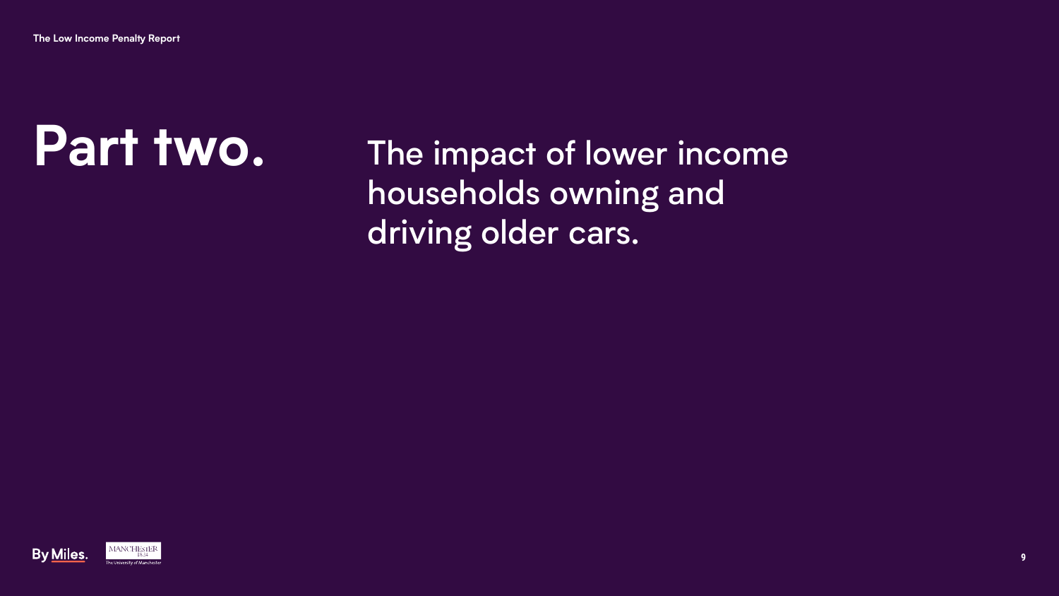# Part two.

## The impact of lower income households owning and driving older cars.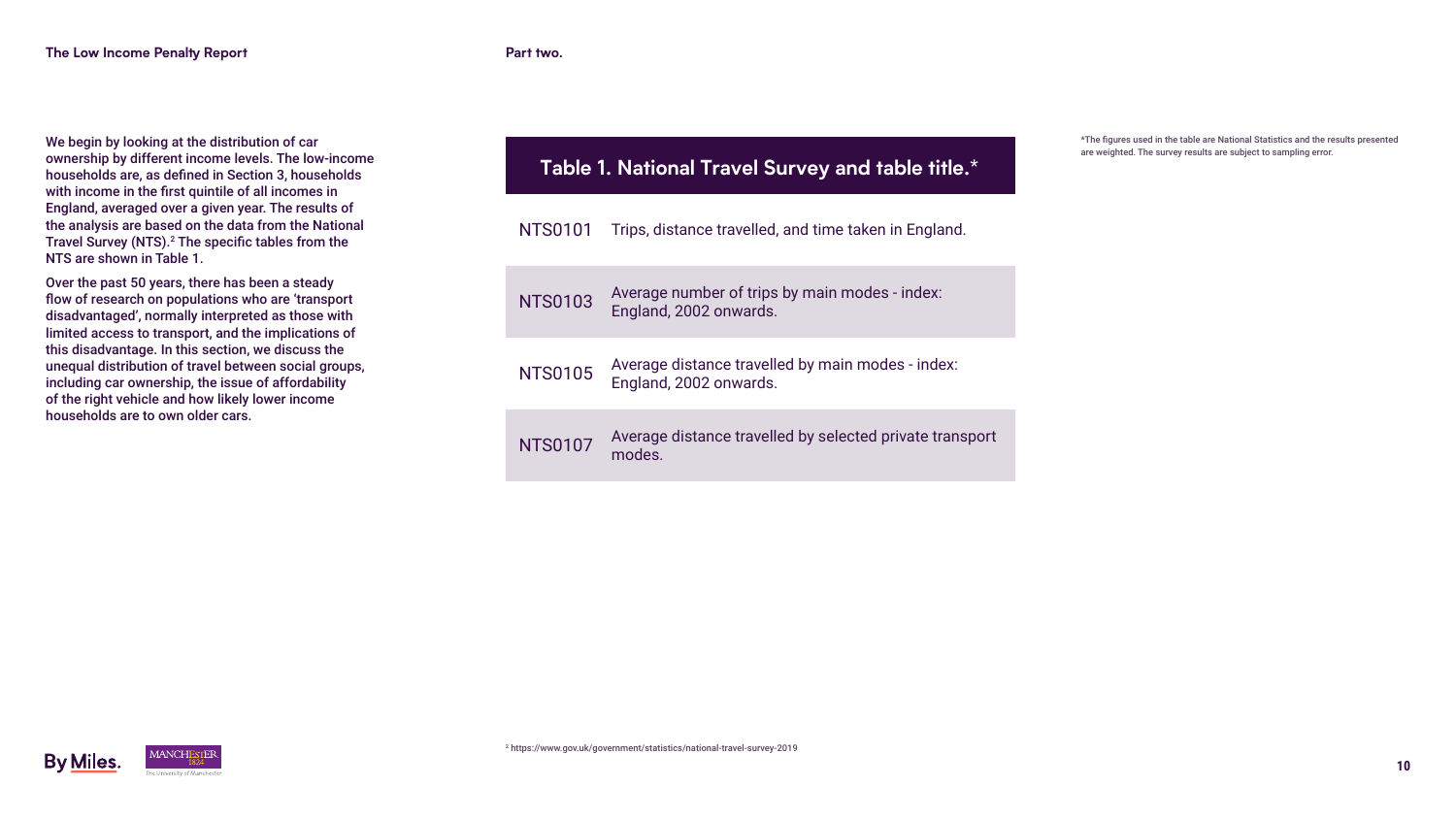We begin by looking at the distribution of car ownership by different income levels. The low-income households are, as defined in Section 3, households with income in the first quintile of all incomes in England, averaged over a given year. The results of the analysis are based on the data from the National Travel Survey (NTS).[2] The specific tables from the NTS are shown in Table 1.

Over the past 50 years, there has been a steady flow of research on populations who are 'transport disadvantaged', normally interpreted as those with limited access to transport, and the implications of this disadvantage. In this section, we discuss the unequal distribution of travel between social groups, including car ownership, the issue of affordability of the right vehicle and how likely lower income households are to own older cars.

**Table 1. National Travel Survey and table title.***

| National Travel Survey | Table title |
|---|---|
| NTS0101 | Trips, distance travelled, and time taken in England. |
| NTS0103 | Average number of trips by main modes - index: England, 2002 onwards. |
| NTS0105 | Average distance travelled by main modes - index: England, 2002 onwards. |
| NTS0107 | Average distance travelled by selected private transport modes. |

*The figures used in the table are National Statistics and the results presented are weighted. The survey results are subject to sampling error.

[2] https://www.gov.uk/government/statistics/national-travel-survey-2019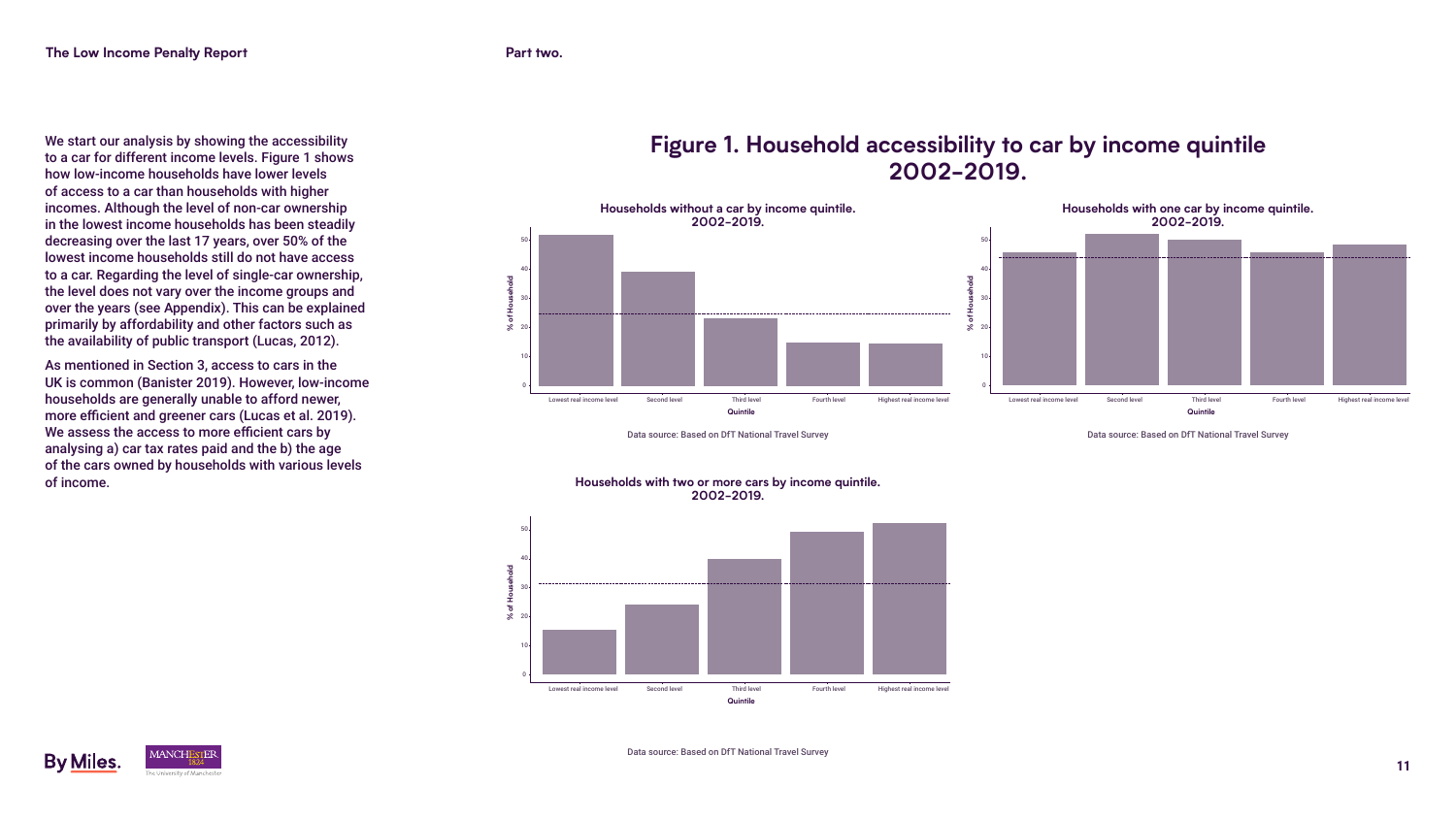We start our analysis by showing the accessibility to a car for different income levels. Figure 1 shows how low-income households have lower levels of access to a car than households with higher incomes. Although the level of non-car ownership in the lowest income households has been steadily decreasing over the last 17 years, over 50% of the lowest income households still do not have access to a car. Regarding the level of single-car ownership, the level does not vary over the income groups and over the years (see Appendix). This can be explained primarily by affordability and other factors such as the availability of public transport (Lucas, 2012).

As mentioned in Section 3, access to cars in the UK is common (Banister 2019). However, low-income households are generally unable to afford newer, more efficient and greener cars (Lucas et al. 2019). We assess the access to more efficient cars by analysing a) car tax rates paid and the b) the age of the cars owned by households with various levels of income.

## Figure 1. Household accessibility to car by income quintile 2002-2019.

**Households without a car by income quintile. 2002-2019.**

Data source: Based on DfT National Travel Survey

**Households with one car by income quintile. 2002-2019.**

Data source: Based on DfT National Travel Survey

**Households with two or more cars by income quintile. 2002-2019.**

Data source: Based on DfT National Travel Survey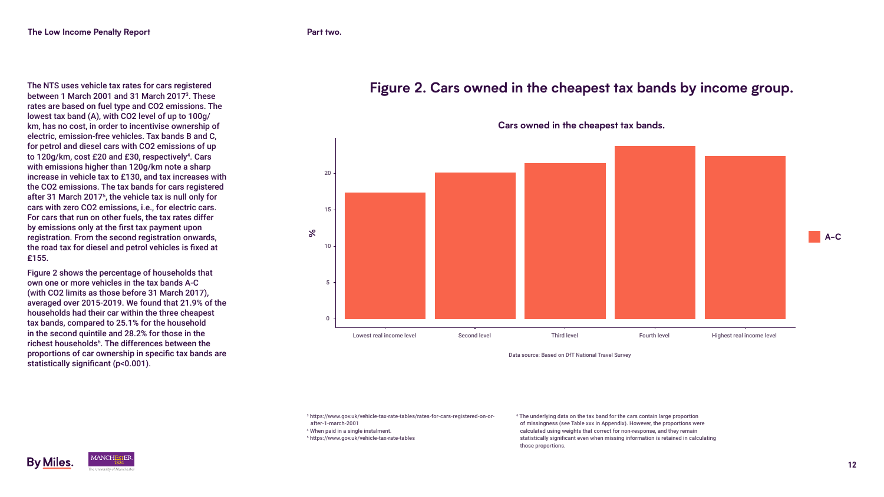The NTS uses vehicle tax rates for cars registered between 1 March 2001 and 31 March 2017[3]. These rates are based on fuel type and $CO_2$ emissions. The lowest tax band (A), with $CO_2$ level of up to 100g/km, has no cost, in order to incentivise ownership of electric, emission-free vehicles. Tax bands B and C, for petrol and diesel cars with $CO_2$ emissions of up to 120g/km, cost £20 and £30, respectively[4]. Cars with emissions higher than 120g/km note a sharp increase in vehicle tax to £130, and tax increases with the $CO_2$ emissions. The tax bands for cars registered after 31 March 2017[5], the vehicle tax is null only for cars with zero $CO_2$ emissions, i.e., for electric cars. For cars that run on other fuels, the tax rates differ by emissions only at the first tax payment upon registration. From the second registration onwards, the road tax for diesel and petrol vehicles is fixed at £155.

Figure 2 shows the percentage of households that own one or more vehicles in the tax bands A-C (with $CO_2$ limits as those before 31 March 2017), averaged over 2015-2019. We found that 21.9% of the households had their car within the three cheapest tax bands, compared to 25.1% for the household in the second quintile and 28.2% for those in the richest households[6]. The differences between the proportions of car ownership in specific tax bands are statistically significant ($p<0.001$).

## Figure 2. Cars owned in the cheapest tax bands by income group.

**Cars owned in the cheapest tax bands.**

| Income level | A–C (%) (approx.) |
| --- | --- |
| Lowest real income level | ~17.3 |
| Second level | ~20.1 |
| Third level | ~21.4 |
| Fourth level | ~23.7 |
| Highest real income level | ~22.4 |

Data source: Based on DfT National Travel Survey

[3] https://www.gov.uk/vehicle-tax-rate-tables/rates-for-cars-registered-on-or-after-1-march-2001

[4] When paid in a single instalment.

[5] https://www.gov.uk/vehicle-tax-rate-tables

[6] The underlying data on the tax band for the cars contain large proportion of missingness (see Table xxx in Appendix). However, the proportions were calculated using weights that correct for non-response, and they remain statistically significant even when missing information is retained in calculating those proportions.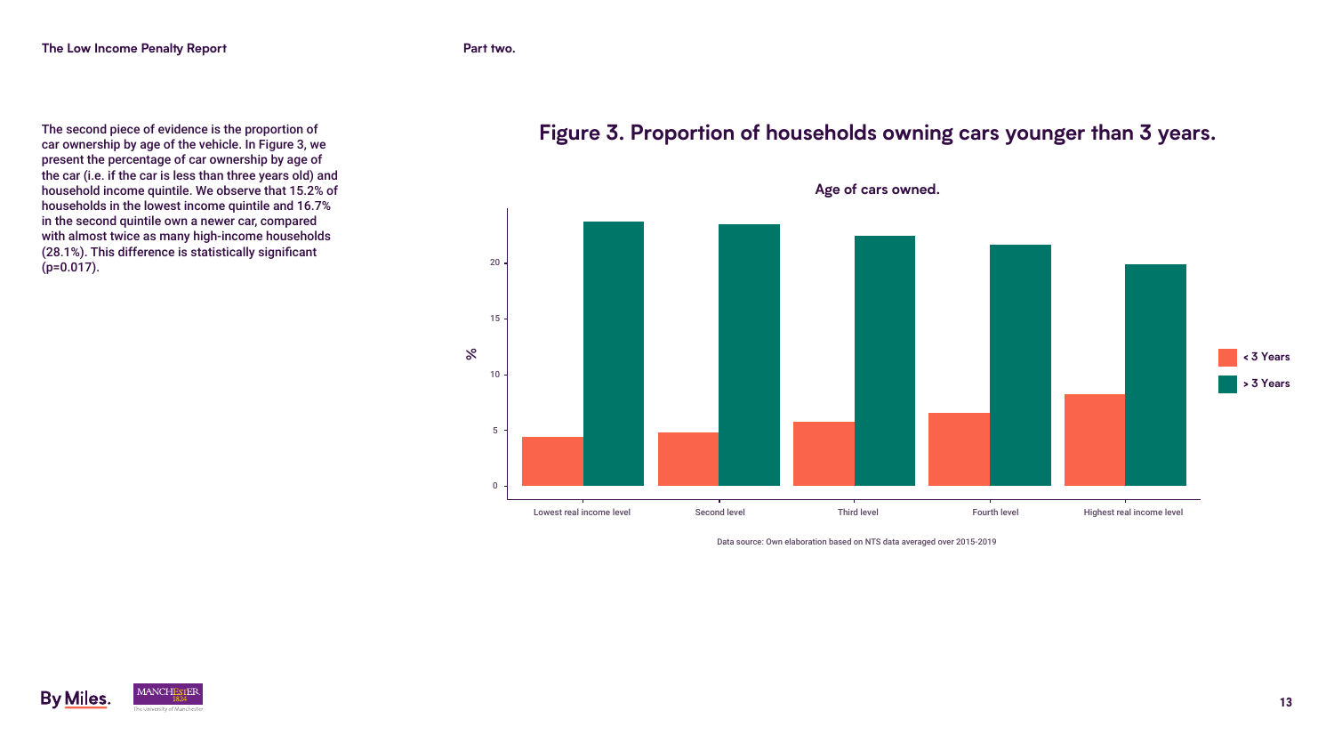The second piece of evidence is the proportion of car ownership by age of the vehicle. In Figure 3, we present the percentage of car ownership by age of the car (i.e. if the car is less than three years old) and household income quintile. We observe that 15.2% of households in the lowest income quintile and 16.7% in the second quintile own a newer car, compared with almost twice as many high-income households (28.1%). This difference is statistically significant ($p=0.017$).

## Figure 3. Proportion of households owning cars younger than 3 years.

**Age of cars owned.**

Data source: Own elaboration based on NTS data averaged over 2015-2019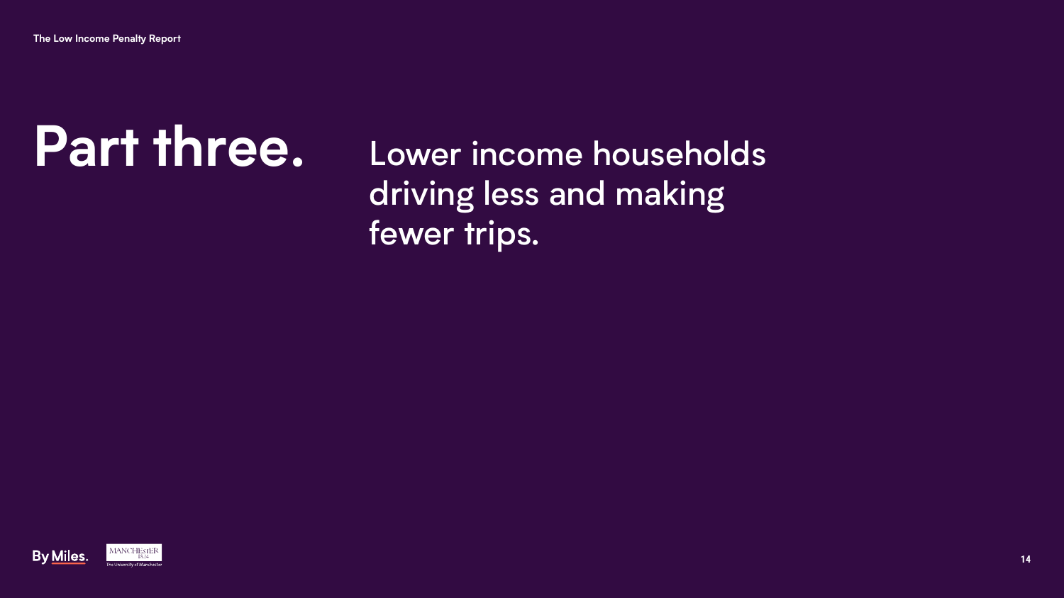# Part three.

Lower income households driving less and making fewer trips.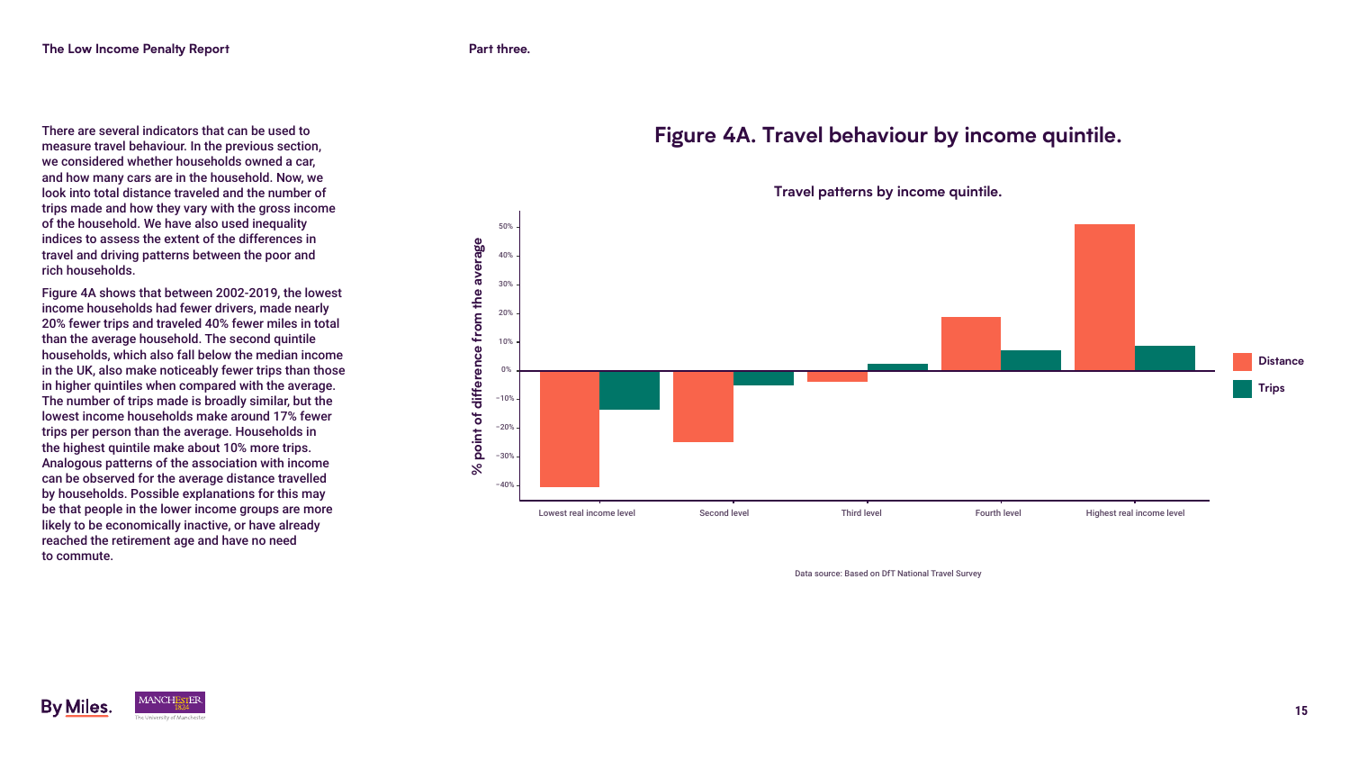There are several indicators that can be used to measure travel behaviour. In the previous section, we considered whether households owned a car, and how many cars are in the household. Now, we look into total distance traveled and the number of trips made and how they vary with the gross income of the household. We have also used inequality indices to assess the extent of the differences in travel and driving patterns between the poor and rich households.

Figure 4A shows that between 2002-2019, the lowest income households had fewer drivers, made nearly 20% fewer trips and traveled 40% fewer miles in total than the average household. The second quintile households, which also fall below the median income in the UK, also make noticeably fewer trips than those in higher quintiles when compared with the average. The number of trips made is broadly similar, but the lowest income households make around 17% fewer trips per person than the average. Households in the highest quintile make about 10% more trips. Analogous patterns of the association with income can be observed for the average distance travelled by households. Possible explanations for this may be that people in the lower income groups are more likely to be economically inactive, or have already reached the retirement age and have no need to commute.

## Figure 4A. Travel behaviour by income quintile.

**Travel patterns by income quintile.**

Data source: Based on DfT National Travel Survey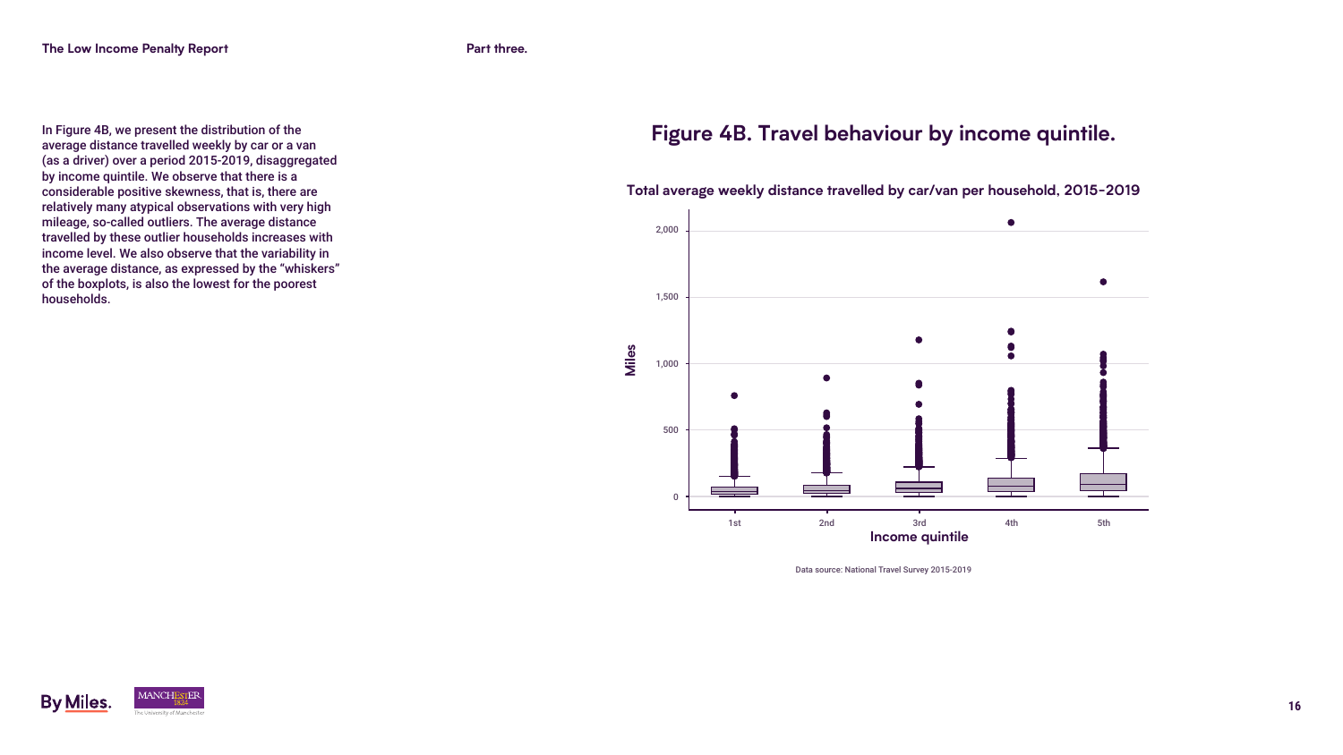In Figure 4B, we present the distribution of the average distance travelled weekly by car or a van (as a driver) over a period 2015-2019, disaggregated by income quintile. We observe that there is a considerable positive skewness, that is, there are relatively many atypical observations with very high mileage, so-called outliers. The average distance travelled by these outlier households increases with income level. We also observe that the variability in the average distance, as expressed by the "whiskers" of the boxplots, is also the lowest for the poorest households.

## Figure 4B. Travel behaviour by income quintile.

**Total average weekly distance travelled by car/van per household, 2015-2019**

Data source: National Travel Survey 2015-2019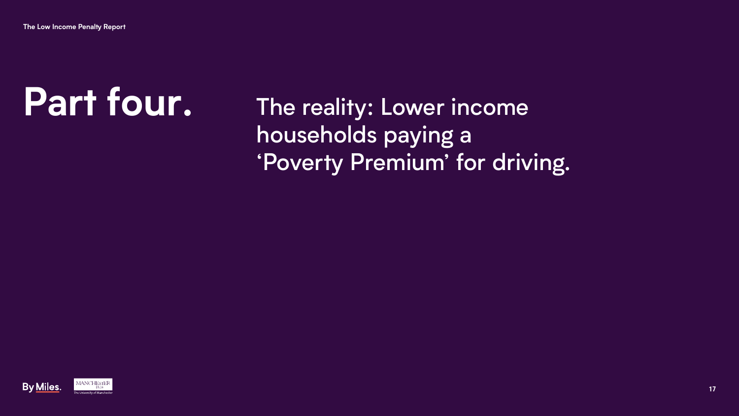# Part four.

## The reality: Lower income households paying a 'Poverty Premium' for driving.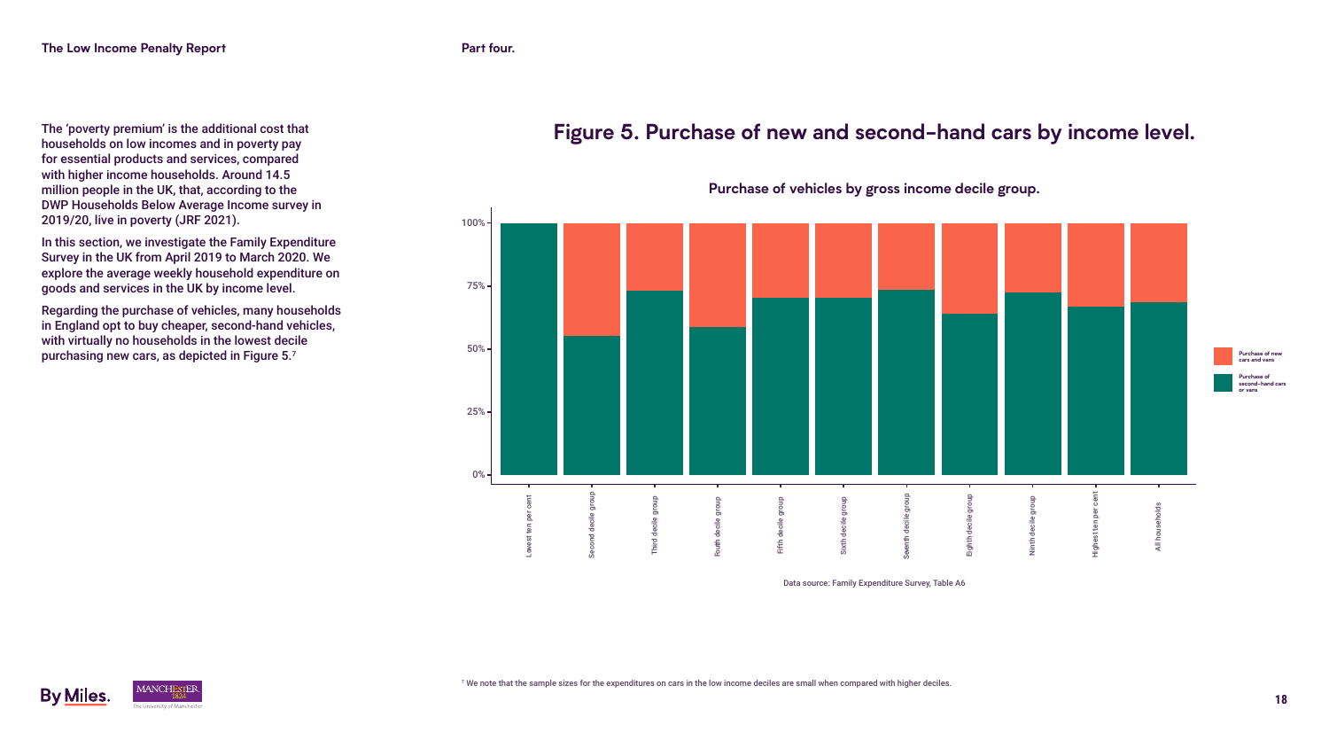The 'poverty premium' is the additional cost that households on low incomes and in poverty pay for essential products and services, compared with higher income households. Around 14.5 million people in the UK, that, according to the DWP Households Below Average Income survey in 2019/20, live in poverty (JRF 2021).

In this section, we investigate the Family Expenditure Survey in the UK from April 2019 to March 2020. We explore the average weekly household expenditure on goods and services in the UK by income level.

Regarding the purchase of vehicles, many households in England opt to buy cheaper, second-hand vehicles, with virtually no households in the lowest decile purchasing new cars, as depicted in Figure 5.[7]

## Figure 5. Purchase of new and second-hand cars by income level.

**Purchase of vehicles by gross income decile group.**

Legend: Purchase of new cars and vans; Purchase of second-hand cars or vans

Categories: Lowest ten per cent; Second decile group; Third decile group; Fouth decile group; Fifth decile group; Sixth decile group; Seenth decile group; Eighth decile group; Ninth decile group; Highest ten per cent; All households

Data source: Family Expenditure Survey, Table A6

[7] We note that the sample sizes for the expenditures on cars in the low income deciles are small when compared with higher deciles.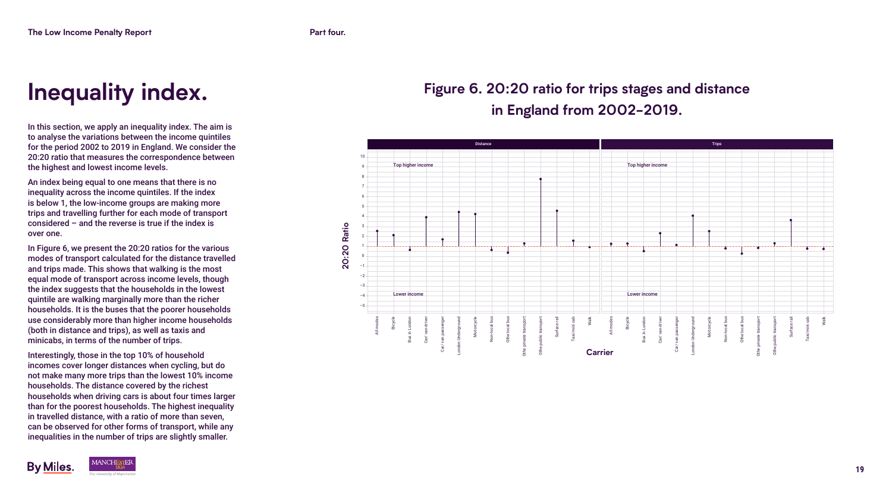# Inequality index.

In this section, we apply an inequality index. The aim is to analyse the variations between the income quintiles for the period 2002 to 2019 in England. We consider the 20:20 ratio that measures the correspondence between the highest and lowest income levels.

An index being equal to one means that there is no inequality across the income quintiles. If the index is below 1, the low-income groups are making more trips and travelling further for each mode of transport considered – and the reverse is true if the index is over one.

In Figure 6, we present the 20:20 ratios for the various modes of transport calculated for the distance travelled and trips made. This shows that walking is the most equal mode of transport across income levels, though the index suggests that the households in the lowest quintile are walking marginally more than the richer households. It is the buses that the poorer households use considerably more than higher income households (both in distance and trips), as well as taxis and minicabs, in terms of the number of trips.

Interestingly, those in the top 10% of household incomes cover longer distances when cycling, but do not make many more trips than the lowest 10% income households. The distance covered by the richest households when driving cars is about four times larger than for the poorest households. The highest inequality in travelled distance, with a ratio of more than seven, can be observed for other forms of transport, while any inequalities in the number of trips are slightly smaller.

## Figure 6. 20:20 ratio for trips stages and distance in England from 2002-2019.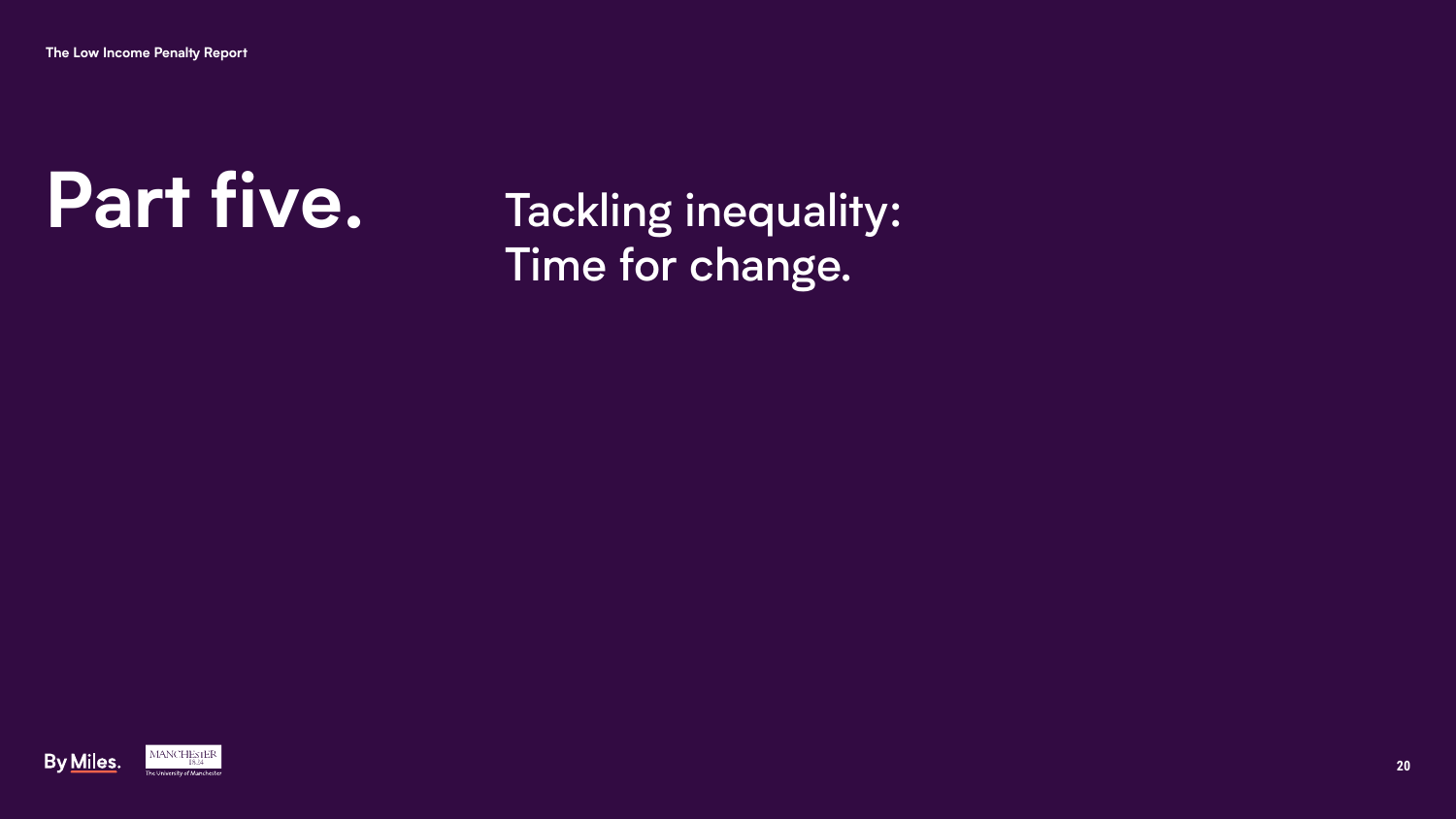# Part five.

## Tackling inequality: Time for change.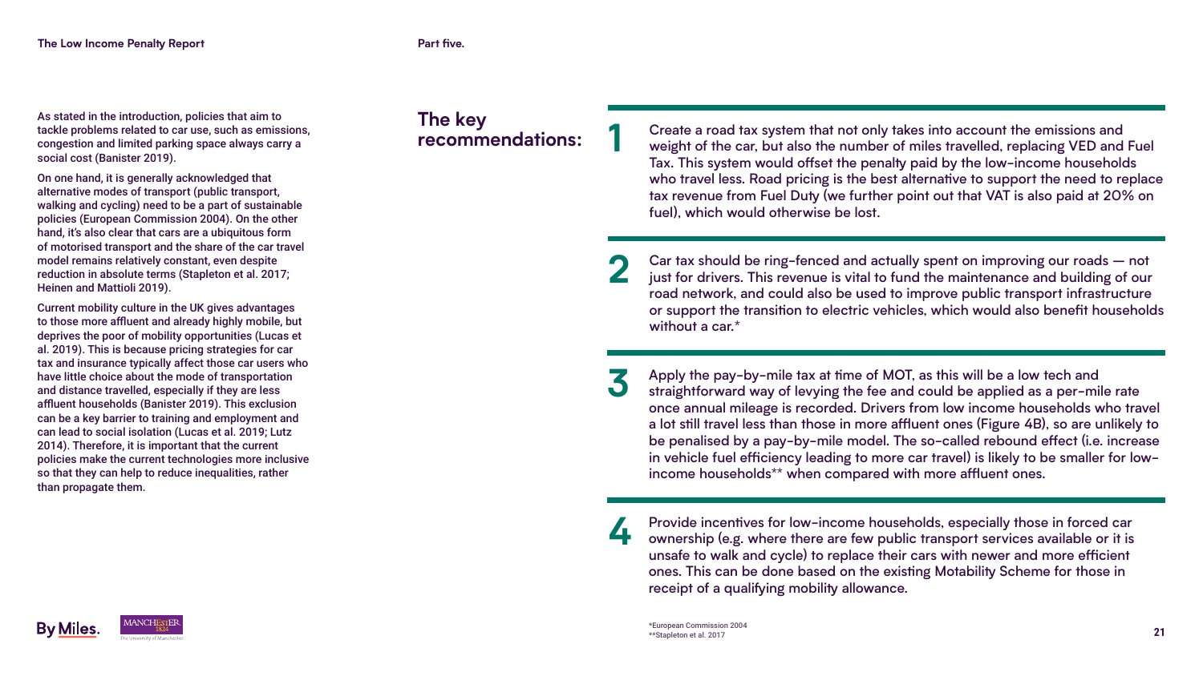As stated in the introduction, policies that aim to tackle problems related to car use, such as emissions, congestion and limited parking space always carry a social cost (Banister 2019).

On one hand, it is generally acknowledged that alternative modes of transport (public transport, walking and cycling) need to be a part of sustainable policies (European Commission 2004). On the other hand, it's also clear that cars are a ubiquitous form of motorised transport and the share of the car travel model remains relatively constant, even despite reduction in absolute terms (Stapleton et al. 2017; Heinen and Mattioli 2019).

Current mobility culture in the UK gives advantages to those more affluent and already highly mobile, but deprives the poor of mobility opportunities (Lucas et al. 2019). This is because pricing strategies for car tax and insurance typically affect those car users who have little choice about the mode of transportation and distance travelled, especially if they are less affluent households (Banister 2019). This exclusion can be a key barrier to training and employment and can lead to social isolation (Lucas et al. 2019; Lutz 2014). Therefore, it is important that the current policies make the current technologies more inclusive so that they can help to reduce inequalities, rather than propagate them.

## The key recommendations:

**1** Create a road tax system that not only takes into account the emissions and weight of the car, but also the number of miles travelled, replacing VED and Fuel Tax. This system would offset the penalty paid by the low-income households who travel less. Road pricing is the best alternative to support the need to replace tax revenue from Fuel Duty (we further point out that VAT is also paid at 20% on fuel), which would otherwise be lost.

**2** Car tax should be ring-fenced and actually spent on improving our roads — not just for drivers. This revenue is vital to fund the maintenance and building of our road network, and could also be used to improve public transport infrastructure or support the transition to electric vehicles, which would also benefit households without a car.*

**3** Apply the pay-by-mile tax at time of MOT, as this will be a low tech and straightforward way of levying the fee and could be applied as a per-mile rate once annual mileage is recorded. Drivers from low income households who travel a lot still travel less than those in more affluent ones (Figure 4B), so are unlikely to be penalised by a pay-by-mile model. The so-called rebound effect (i.e. increase in vehicle fuel efficiency leading to more car travel) is likely to be smaller for low-income households** when compared with more affluent ones.

**4** Provide incentives for low-income households, especially those in forced car ownership (e.g. where there are few public transport services available or it is unsafe to walk and cycle) to replace their cars with newer and more efficient ones. This can be done based on the existing Motability Scheme for those in receipt of a qualifying mobility allowance.

*European Commission 2004
**Stapleton et al. 2017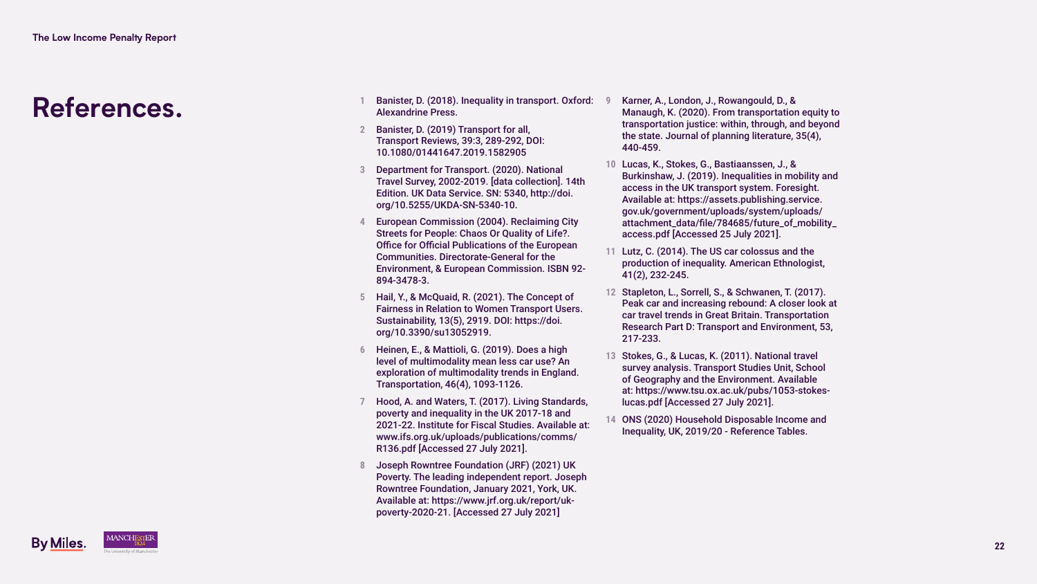# References.

1. Banister, D. (2018). Inequality in transport. Oxford: Alexandrine Press.
2. Banister, D. (2019) Transport for all, Transport Reviews, 39:3, 289-292, DOI: 10.1080/01441647.2019.1582905
3. Department for Transport. (2020). National Travel Survey, 2002-2019. [data collection]. 14th Edition. UK Data Service. SN: 5340, http://doi.org/10.5255/UKDA-SN-5340-10.
4. European Commission (2004). Reclaiming City Streets for People: Chaos Or Quality of Life?. Office for Official Publications of the European Communities. Directorate-General for the Environment, & European Commission. ISBN 92-894-3478-3.
5. Hail, Y., & McQuaid, R. (2021). The Concept of Fairness in Relation to Women Transport Users. Sustainability, 13(5), 2919. DOI: https://doi.org/10.3390/su13052919.
6. Heinen, E., & Mattioli, G. (2019). Does a high level of multimodality mean less car use? An exploration of multimodality trends in England. Transportation, 46(4), 1093-1126.
7. Hood, A. and Waters, T. (2017). Living Standards, poverty and inequality in the UK 2017-18 and 2021-22. Institute for Fiscal Studies. Available at: www.ifs.org.uk/uploads/publications/comms/R136.pdf [Accessed 27 July 2021].
8. Joseph Rowntree Foundation (JRF) (2021) UK Poverty. The leading independent report. Joseph Rowntree Foundation, January 2021, York, UK. Available at: https://www.jrf.org.uk/report/uk-poverty-2020-21. [Accessed 27 July 2021]
9. Karner, A., London, J., Rowangould, D., & Manaugh, K. (2020). From transportation equity to transportation justice: within, through, and beyond the state. Journal of planning literature, 35(4), 440-459.
10. Lucas, K., Stokes, G., Bastiaanssen, J., & Burkinshaw, J. (2019). Inequalities in mobility and access in the UK transport system. Foresight. Available at: https://assets.publishing.service.gov.uk/government/uploads/system/uploads/attachment_data/file/784685/future_of_mobility_access.pdf [Accessed 25 July 2021].
11. Lutz, C. (2014). The US car colossus and the production of inequality. American Ethnologist, 41(2), 232-245.
12. Stapleton, L., Sorrell, S., & Schwanen, T. (2017). Peak car and increasing rebound: A closer look at car travel trends in Great Britain. Transportation Research Part D: Transport and Environment, 53, 217-233.
13. Stokes, G., & Lucas, K. (2011). National travel survey analysis. Transport Studies Unit, School of Geography and the Environment. Available at: https://www.tsu.ox.ac.uk/pubs/1053-stokes-lucas.pdf [Accessed 27 July 2021].
14. ONS (2020) Household Disposable Income and Inequality, UK, 2019/20 - Reference Tables.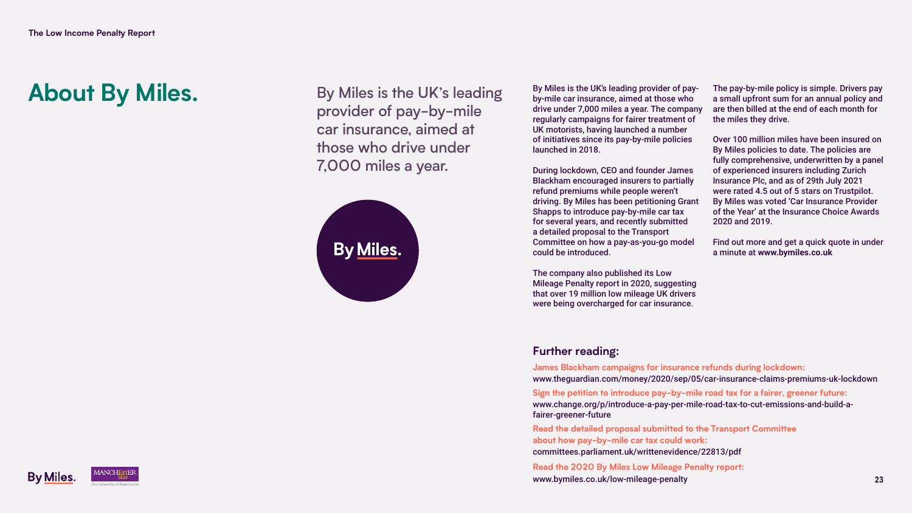# About By Miles.

By Miles is the UK's leading provider of pay-by-mile car insurance, aimed at those who drive under 7,000 miles a year.

By Miles is the UK's leading provider of pay-by-mile car insurance, aimed at those who drive under 7,000 miles a year. The company regularly campaigns for fairer treatment of UK motorists, having launched a number of initiatives since its pay-by-mile policies launched in 2018.

During lockdown, CEO and founder James Blackham encouraged insurers to partially refund premiums while people weren't driving. By Miles has been petitioning Grant Shapps to introduce pay-by-mile car tax for several years, and recently submitted a detailed proposal to the Transport Committee on how a pay-as-you-go model could be introduced.

The company also published its Low Mileage Penalty report in 2020, suggesting that over 19 million low mileage UK drivers were being overcharged for car insurance.

The pay-by-mile policy is simple. Drivers pay a small upfront sum for an annual policy and are then billed at the end of each month for the miles they drive.

Over 100 million miles have been insured on By Miles policies to date. The policies are fully comprehensive, underwritten by a panel of experienced insurers including Zurich Insurance Plc, and as of 29th July 2021 were rated 4.5 out of 5 stars on Trustpilot. By Miles was voted 'Car Insurance Provider of the Year' at the Insurance Choice Awards 2020 and 2019.

Find out more and get a quick quote in under a minute at **www.bymiles.co.uk**

## Further reading:

**James Blackham campaigns for insurance refunds during lockdown:**
www.theguardian.com/money/2020/sep/05/car-insurance-claims-premiums-uk-lockdown

**Sign the petition to introduce pay-by-mile road tax for a fairer, greener future:**
www.change.org/p/introduce-a-pay-per-mile-road-tax-to-cut-emissions-and-build-a-fairer-greener-future

**Read the detailed proposal submitted to the Transport Committee about how pay-by-mile car tax could work:**
committees.parliament.uk/writtenevidence/22813/pdf

**Read the 2020 By Miles Low Mileage Penalty report:**
www.bymiles.co.uk/low-mileage-penalty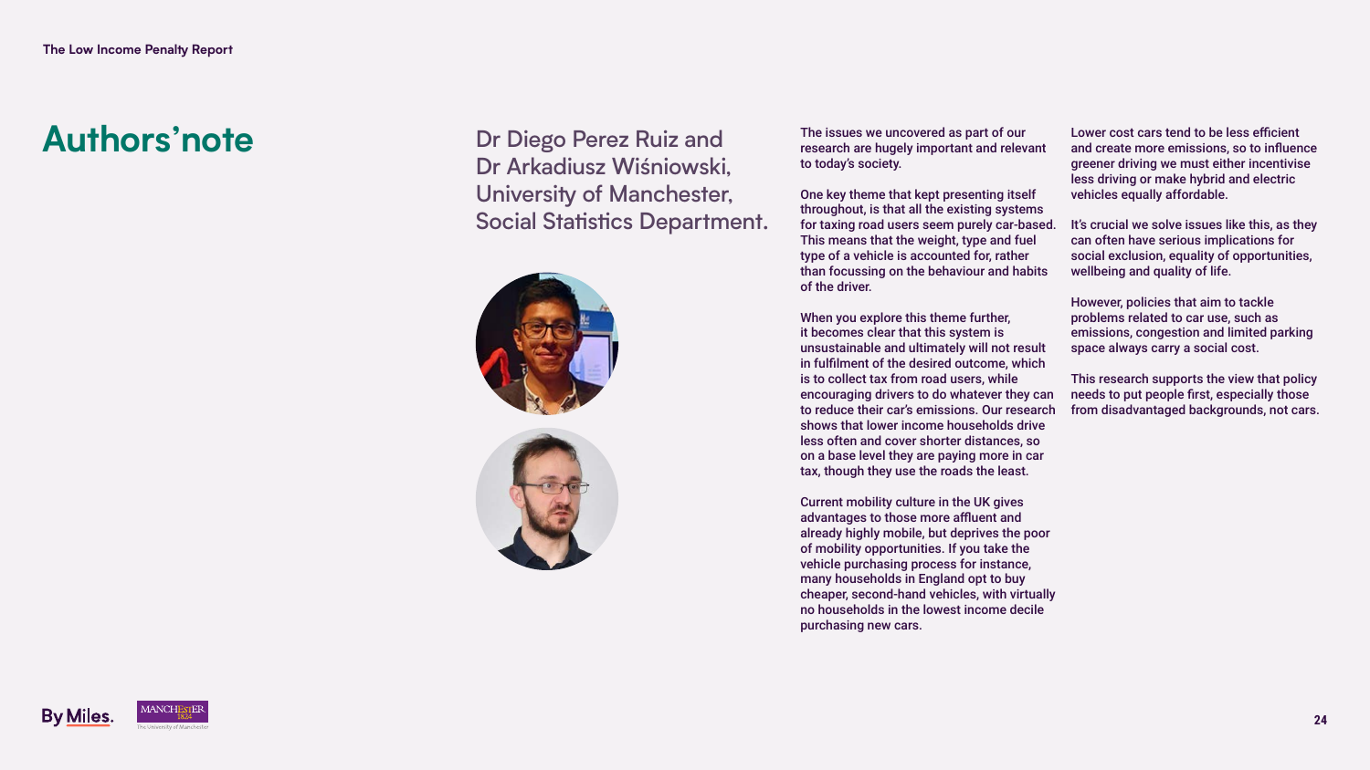# Authors' note

## Dr Diego Perez Ruiz and Dr Arkadiusz Wiśniowski, University of Manchester, Social Statistics Department.

The issues we uncovered as part of our research are hugely important and relevant to today's society.

One key theme that kept presenting itself throughout, is that all the existing systems for taxing road users seem purely car-based. This means that the weight, type and fuel type of a vehicle is accounted for, rather than focussing on the behaviour and habits of the driver.

When you explore this theme further, it becomes clear that this system is unsustainable and ultimately will not result in fulfilment of the desired outcome, which is to collect tax from road users, while encouraging drivers to do whatever they can to reduce their car's emissions. Our research shows that lower income households drive less often and cover shorter distances, so on a base level they are paying more in car tax, though they use the roads the least.

Current mobility culture in the UK gives advantages to those more affluent and already highly mobile, but deprives the poor of mobility opportunities. If you take the vehicle purchasing process for instance, many households in England opt to buy cheaper, second-hand vehicles, with virtually no households in the lowest income decile purchasing new cars.

Lower cost cars tend to be less efficient and create more emissions, so to influence greener driving we must either incentivise less driving or make hybrid and electric vehicles equally affordable.

It's crucial we solve issues like this, as they can often have serious implications for social exclusion, equality of opportunities, wellbeing and quality of life.

However, policies that aim to tackle problems related to car use, such as emissions, congestion and limited parking space always carry a social cost.

This research supports the view that policy needs to put people first, especially those from disadvantaged backgrounds, not cars.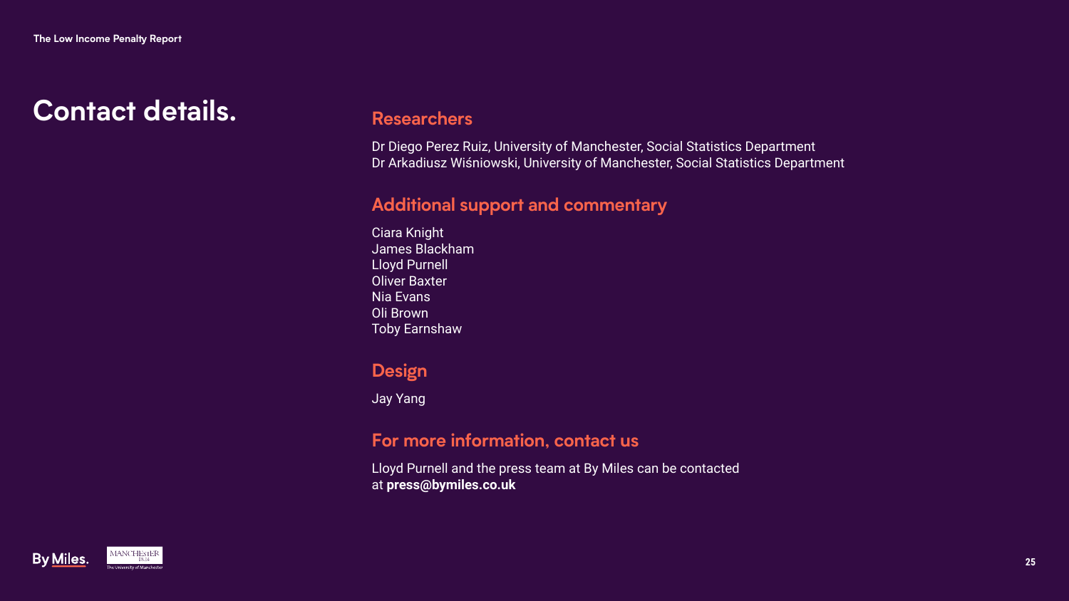# Contact details.

## Researchers

Dr Diego Perez Ruiz, University of Manchester, Social Statistics Department
Dr Arkadiusz Wiśniowski, University of Manchester, Social Statistics Department

## Additional support and commentary

Ciara Knight
James Blackham
Lloyd Purnell
Oliver Baxter
Nia Evans
Oli Brown
Toby Earnshaw

## Design

Jay Yang

## For more information, contact us

Lloyd Purnell and the press team at By Miles can be contacted at **press@bymiles.co.uk**